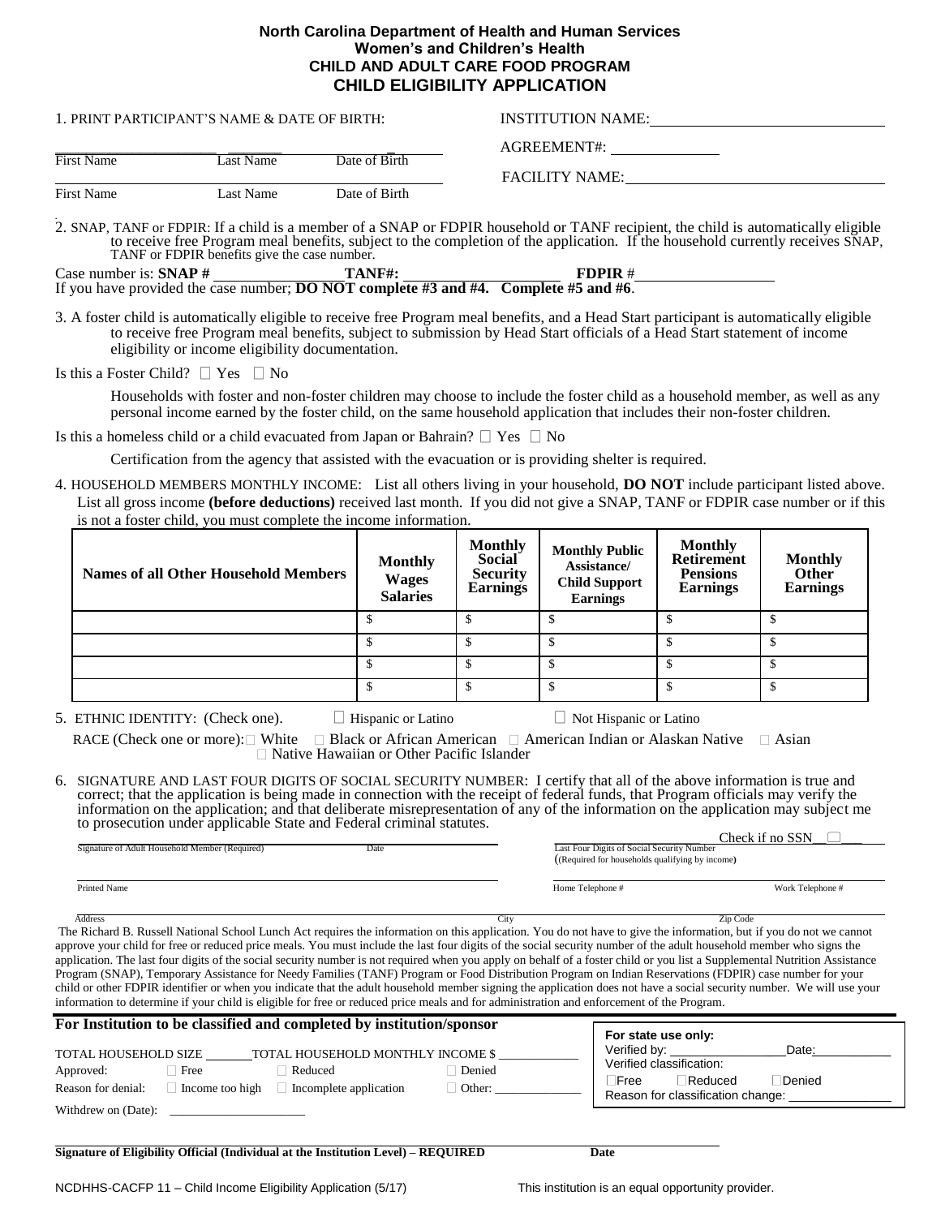**North Carolina Department of Health and Human Services**
**Women's and Children's Health**
**CHILD AND ADULT CARE FOOD PROGRAM**
**CHILD ELIGIBILITY APPLICATION**

1. PRINT PARTICIPANT'S NAME & DATE OF BIRTH:

First Name ______ Last Name ______ Date of Birth ______

First Name ______ Last Name ______ Date of Birth ______

INSTITUTION NAME: ______

AGREEMENT#: ______

FACILITY NAME: ______

2. SNAP, TANF or FDPIR: If a child is a member of a SNAP or FDPIR household or TANF recipient, the child is automatically eligible to receive free Program meal benefits, subject to the completion of the application. If the household currently receives SNAP, TANF or FDPIR benefits give the case number.

Case number is: **SNAP #** ______ **TANF#:** ______ **FDPIR** # ______

If you have provided the case number; **DO NOT complete #3 and #4. Complete #5 and #6**.

3. A foster child is automatically eligible to receive free Program meal benefits, and a Head Start participant is automatically eligible to receive free Program meal benefits, subject to submission by Head Start officials of a Head Start statement of income eligibility or income eligibility documentation.

Is this a Foster Child? ☐ Yes ☐ No

Households with foster and non-foster children may choose to include the foster child as a household member, as well as any personal income earned by the foster child, on the same household application that includes their non-foster children.

Is this a homeless child or a child evacuated from Japan or Bahrain? ☐ Yes ☐ No

Certification from the agency that assisted with the evacuation or is providing shelter is required.

4. HOUSEHOLD MEMBERS MONTHLY INCOME: List all others living in your household, **DO NOT** include participant listed above. List all gross income **(before deductions)** received last month. If you did not give a SNAP, TANF or FDPIR case number or if this is not a foster child, you must complete the income information.

| Names of all Other Household Members | Monthly Wages Salaries | Monthly Social Security Earnings | Monthly Public Assistance/ Child Support Earnings | Monthly Retirement Pensions Earnings | Monthly Other Earnings |
|---|---|---|---|---|---|
| | $ | $ | $ | $ | $ |
| | $ | $ | $ | $ | $ |
| | $ | $ | $ | $ | $ |
| | $ | $ | $ | $ | $ |

5. ETHNIC IDENTITY: (Check one). ☐ Hispanic or Latino ☐ Not Hispanic or Latino

RACE (Check one or more): ☐ White ☐ Black or African American ☐ American Indian or Alaskan Native ☐ Asian ☐ Native Hawaiian or Other Pacific Islander

6. SIGNATURE AND LAST FOUR DIGITS OF SOCIAL SECURITY NUMBER: I certify that all of the above information is true and correct; that the application is being made in connection with the receipt of federal funds, that Program officials may verify the information on the application; and that deliberate misrepresentation of any of the information on the application may subject me to prosecution under applicable State and Federal criminal statutes.

Signature of Adult Household Member (Required) ______ Date ______

Last Four Digits of Social Security Number ______ (Required for households qualifying by income) Check if no SSN ☐

Printed Name ______

Home Telephone # ______ Work Telephone # ______

Address ______ City ______ Zip Code ______

The Richard B. Russell National School Lunch Act requires the information on this application. You do not have to give the information, but if you do not we cannot approve your child for free or reduced price meals. You must include the last four digits of the social security number of the adult household member who signs the application. The last four digits of the social security number is not required when you apply on behalf of a foster child or you list a Supplemental Nutrition Assistance Program (SNAP), Temporary Assistance for Needy Families (TANF) Program or Food Distribution Program on Indian Reservations (FDPIR) case number for your child or other FDPIR identifier or when you indicate that the adult household member signing the application does not have a social security number. We will use your information to determine if your child is eligible for free or reduced price meals and for administration and enforcement of the Program.

**For Institution to be classified and completed by institution/sponsor**

TOTAL HOUSEHOLD SIZE ______ TOTAL HOUSEHOLD MONTHLY INCOME $ ______

Approved: ☐ Free ☐ Reduced ☐ Denied

Reason for denial: ☐ Income too high ☐ Incomplete application ☐ Other: ______

Withdrew on (Date): ______

**For state use only:**

Verified by: ______ Date: ______

Verified classification:

☐Free ☐Reduced ☐Denied

Reason for classification change: ______

**Signature of Eligibility Official (Individual at the Institution Level) – REQUIRED** ______ **Date** ______

NCDHHS-CACFP 11 – Child Income Eligibility Application (5/17)

This institution is an equal opportunity provider.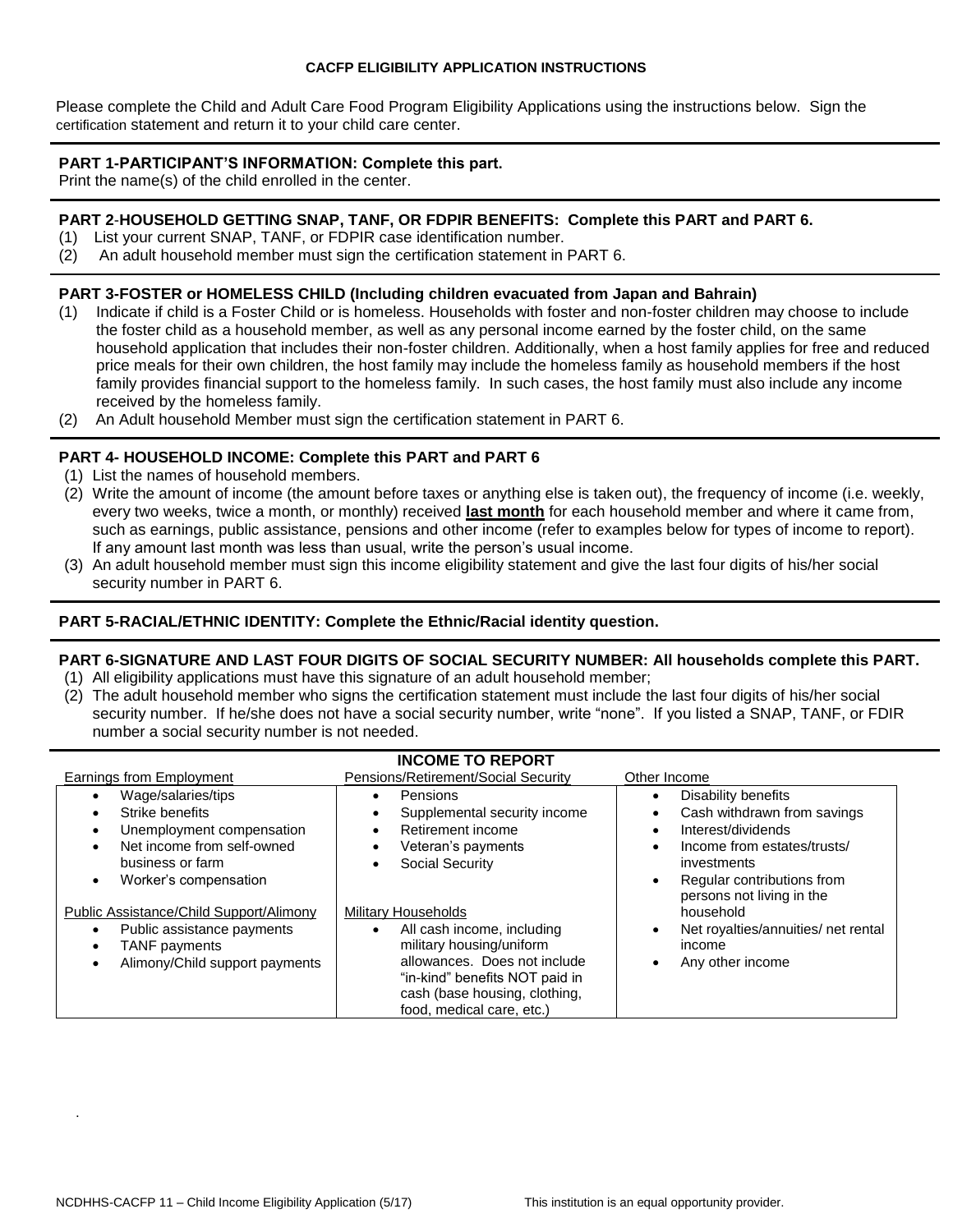# CACFP ELIGIBILITY APPLICATION INSTRUCTIONS

Please complete the Child and Adult Care Food Program Eligibility Applications using the instructions below. Sign the certification statement and return it to your child care center.

## PART 1-PARTICIPANT'S INFORMATION: Complete this part.

Print the name(s) of the child enrolled in the center.

## PART 2-HOUSEHOLD GETTING SNAP, TANF, OR FDPIR BENEFITS: Complete this PART and PART 6.

(1) List your current SNAP, TANF, or FDPIR case identification number.
(2) An adult household member must sign the certification statement in PART 6.

## PART 3-FOSTER or HOMELESS CHILD (Including children evacuated from Japan and Bahrain)

(1) Indicate if child is a Foster Child or is homeless. Households with foster and non-foster children may choose to include the foster child as a household member, as well as any personal income earned by the foster child, on the same household application that includes their non-foster children. Additionally, when a host family applies for free and reduced price meals for their own children, the host family may include the homeless family as household members if the host family provides financial support to the homeless family. In such cases, the host family must also include any income received by the homeless family.
(2) An Adult household Member must sign the certification statement in PART 6.

## PART 4- HOUSEHOLD INCOME: Complete this PART and PART 6

(1) List the names of household members.
(2) Write the amount of income (the amount before taxes or anything else is taken out), the frequency of income (i.e. weekly, every two weeks, twice a month, or monthly) received **last month** for each household member and where it came from, such as earnings, public assistance, pensions and other income (refer to examples below for types of income to report). If any amount last month was less than usual, write the person's usual income.
(3) An adult household member must sign this income eligibility statement and give the last four digits of his/her social security number in PART 6.

## PART 5-RACIAL/ETHNIC IDENTITY: Complete the Ethnic/Racial identity question.

## PART 6-SIGNATURE AND LAST FOUR DIGITS OF SOCIAL SECURITY NUMBER: All households complete this PART.

(1) All eligibility applications must have this signature of an adult household member;
(2) The adult household member who signs the certification statement must include the last four digits of his/her social security number. If he/she does not have a social security number, write "none". If you listed a SNAP, TANF, or FDIR number a social security number is not needed.

## INCOME TO REPORT

| Earnings from Employment | Pensions/Retirement/Social Security | Other Income |
|---|---|---|
| • Wage/salaries/tips<br>• Strike benefits<br>• Unemployment compensation<br>• Net income from self-owned business or farm<br>• Worker's compensation<br><br>Public Assistance/Child Support/Alimony<br>• Public assistance payments<br>• TANF payments<br>• Alimony/Child support payments | • Pensions<br>• Supplemental security income<br>• Retirement income<br>• Veteran's payments<br>• Social Security<br><br>Military Households<br>• All cash income, including military housing/uniform allowances. Does not include "in-kind" benefits NOT paid in cash (base housing, clothing, food, medical care, etc.) | • Disability benefits<br>• Cash withdrawn from savings<br>• Interest/dividends<br>• Income from estates/trusts/ investments<br>• Regular contributions from persons not living in the household<br>• Net royalties/annuities/ net rental income<br>• Any other income |

NCDHHS-CACFP 11 – Child Income Eligibility Application (5/17) This institution is an equal opportunity provider.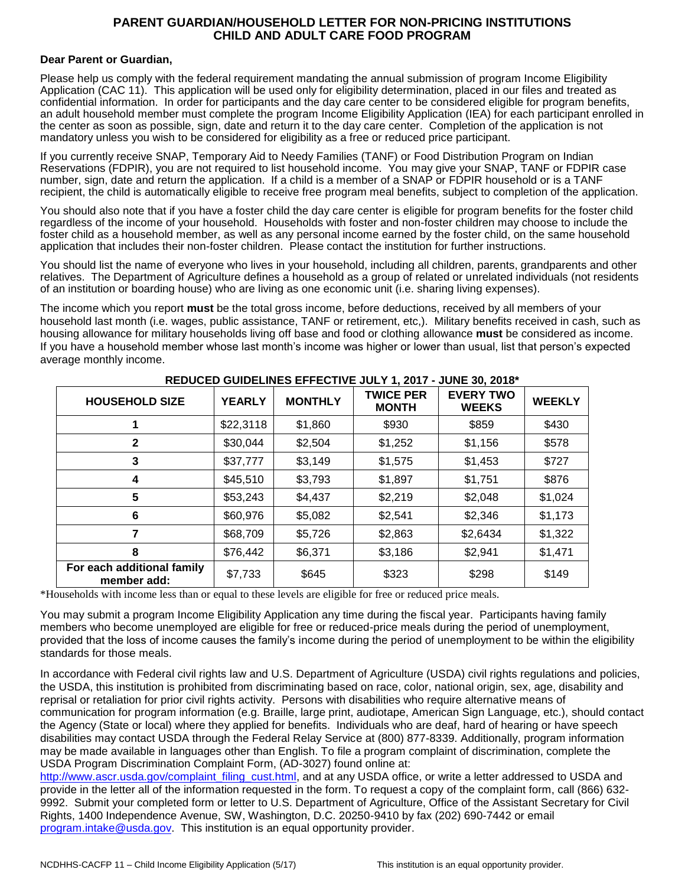# PARENT GUARDIAN/HOUSEHOLD LETTER FOR NON-PRICING INSTITUTIONS
## CHILD AND ADULT CARE FOOD PROGRAM

**Dear Parent or Guardian,**

Please help us comply with the federal requirement mandating the annual submission of program Income Eligibility Application (CAC 11). This application will be used only for eligibility determination, placed in our files and treated as confidential information. In order for participants and the day care center to be considered eligible for program benefits, an adult household member must complete the program Income Eligibility Application (IEA) for each participant enrolled in the center as soon as possible, sign, date and return it to the day care center. Completion of the application is not mandatory unless you wish to be considered for eligibility as a free or reduced price participant.

If you currently receive SNAP, Temporary Aid to Needy Families (TANF) or Food Distribution Program on Indian Reservations (FDPIR), you are not required to list household income. You may give your SNAP, TANF or FDPIR case number, sign, date and return the application. If a child is a member of a SNAP or FDPIR household or is a TANF recipient, the child is automatically eligible to receive free program meal benefits, subject to completion of the application.

You should also note that if you have a foster child the day care center is eligible for program benefits for the foster child regardless of the income of your household. Households with foster and non-foster children may choose to include the foster child as a household member, as well as any personal income earned by the foster child, on the same household application that includes their non-foster children. Please contact the institution for further instructions.

You should list the name of everyone who lives in your household, including all children, parents, grandparents and other relatives. The Department of Agriculture defines a household as a group of related or unrelated individuals (not residents of an institution or boarding house) who are living as one economic unit (i.e. sharing living expenses).

The income which you report **must** be the total gross income, before deductions, received by all members of your household last month (i.e. wages, public assistance, TANF or retirement, etc,). Military benefits received in cash, such as housing allowance for military households living off base and food or clothing allowance **must** be considered as income. If you have a household member whose last month's income was higher or lower than usual, list that person's expected average monthly income.

**REDUCED GUIDELINES EFFECTIVE JULY 1, 2017 - JUNE 30, 2018***

| HOUSEHOLD SIZE | YEARLY | MONTHLY | TWICE PER MONTH | EVERY TWO WEEKS | WEEKLY |
|---|---|---|---|---|---|
| 1 | $22,3118 | $1,860 | $930 | $859 | $430 |
| 2 | $30,044 | $2,504 | $1,252 | $1,156 | $578 |
| 3 | $37,777 | $3,149 | $1,575 | $1,453 | $727 |
| 4 | $45,510 | $3,793 | $1,897 | $1,751 | $876 |
| 5 | $53,243 | $4,437 | $2,219 | $2,048 | $1,024 |
| 6 | $60,976 | $5,082 | $2,541 | $2,346 | $1,173 |
| 7 | $68,709 | $5,726 | $2,863 | $2,6434 | $1,322 |
| 8 | $76,442 | $6,371 | $3,186 | $2,941 | $1,471 |
| For each additional family member add: | $7,733 | $645 | $323 | $298 | $149 |

*Households with income less than or equal to these levels are eligible for free or reduced price meals.

You may submit a program Income Eligibility Application any time during the fiscal year. Participants having family members who become unemployed are eligible for free or reduced-price meals during the period of unemployment, provided that the loss of income causes the family's income during the period of unemployment to be within the eligibility standards for those meals.

In accordance with Federal civil rights law and U.S. Department of Agriculture (USDA) civil rights regulations and policies, the USDA, this institution is prohibited from discriminating based on race, color, national origin, sex, age, disability and reprisal or retaliation for prior civil rights activity. Persons with disabilities who require alternative means of communication for program information (e.g. Braille, large print, audiotape, American Sign Language, etc.), should contact the Agency (State or local) where they applied for benefits. Individuals who are deaf, hard of hearing or have speech disabilities may contact USDA through the Federal Relay Service at (800) 877-8339. Additionally, program information may be made available in languages other than English. To file a program complaint of discrimination, complete the USDA Program Discrimination Complaint Form, (AD-3027) found online at: http://www.ascr.usda.gov/complaint_filing_cust.html, and at any USDA office, or write a letter addressed to USDA and provide in the letter all of the information requested in the form. To request a copy of the complaint form, call (866) 632-9992. Submit your completed form or letter to U.S. Department of Agriculture, Office of the Assistant Secretary for Civil Rights, 1400 Independence Avenue, SW, Washington, D.C. 20250-9410 by fax (202) 690-7442 or email program.intake@usda.gov. This institution is an equal opportunity provider.

NCDHHS-CACFP 11 – Child Income Eligibility Application (5/17) This institution is an equal opportunity provider.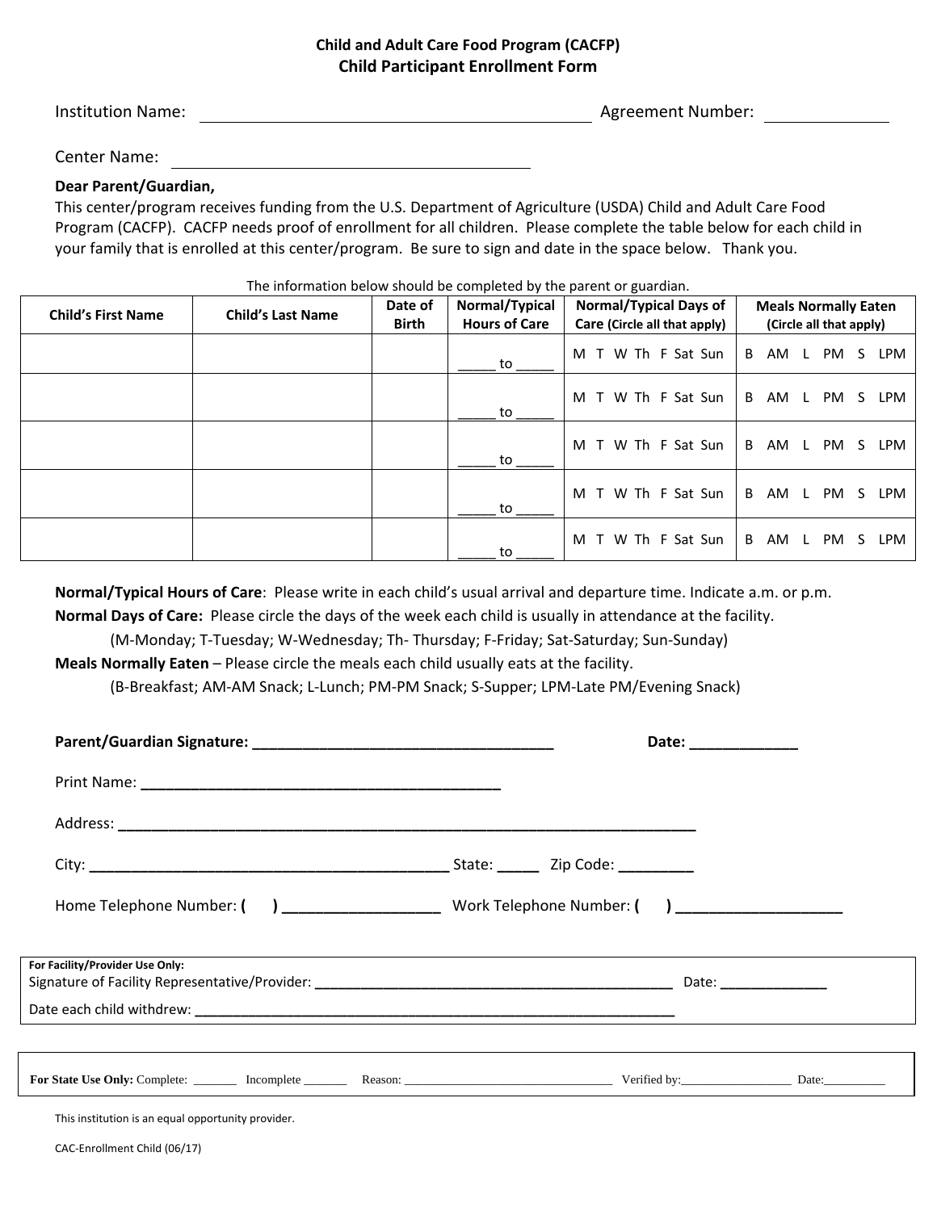## Child and Adult Care Food Program (CACFP)
## Child Participant Enrollment Form

Institution Name: ______________________________ Agreement Number: ____________

Center Name: ______________________________

**Dear Parent/Guardian,**

This center/program receives funding from the U.S. Department of Agriculture (USDA) Child and Adult Care Food Program (CACFP). CACFP needs proof of enrollment for all children. Please complete the table below for each child in your family that is enrolled at this center/program. Be sure to sign and date in the space below. Thank you.

The information below should be completed by the parent or guardian.

| Child's First Name | Child's Last Name | Date of Birth | Normal/Typical Hours of Care | Normal/Typical Days of Care (Circle all that apply) | Meals Normally Eaten (Circle all that apply) |
|---|---|---|---|---|---|
| | | | _____ to _____ | M T W Th F Sat Sun | B AM L PM S LPM |
| | | | _____ to _____ | M T W Th F Sat Sun | B AM L PM S LPM |
| | | | _____ to _____ | M T W Th F Sat Sun | B AM L PM S LPM |
| | | | _____ to _____ | M T W Th F Sat Sun | B AM L PM S LPM |
| | | | _____ to _____ | M T W Th F Sat Sun | B AM L PM S LPM |

**Normal/Typical Hours of Care**: Please write in each child's usual arrival and departure time. Indicate a.m. or p.m.

**Normal Days of Care:** Please circle the days of the week each child is usually in attendance at the facility.

(M-Monday; T-Tuesday; W-Wednesday; Th- Thursday; F-Friday; Sat-Saturday; Sun-Sunday)

**Meals Normally Eaten** – Please circle the meals each child usually eats at the facility.

(B-Breakfast; AM-AM Snack; L-Lunch; PM-PM Snack; S-Supper; LPM-Late PM/Evening Snack)

**Parent/Guardian Signature: ______________________________ Date: ____________**

Print Name: ______________________________

Address: ______________________________

City: ______________________________ State: _____ Zip Code: _________

Home Telephone Number: **( )** __________________ Work Telephone Number: **( )** ____________________

**For Facility/Provider Use Only:**

Signature of Facility Representative/Provider: ______________________________ Date: ____________

Date each child withdrew: ______________________________

**For State Use Only:** Complete: _______ Incomplete _______ Reason: ______________________________ Verified by: __________________ Date: __________

This institution is an equal opportunity provider.

CAC-Enrollment Child (06/17)